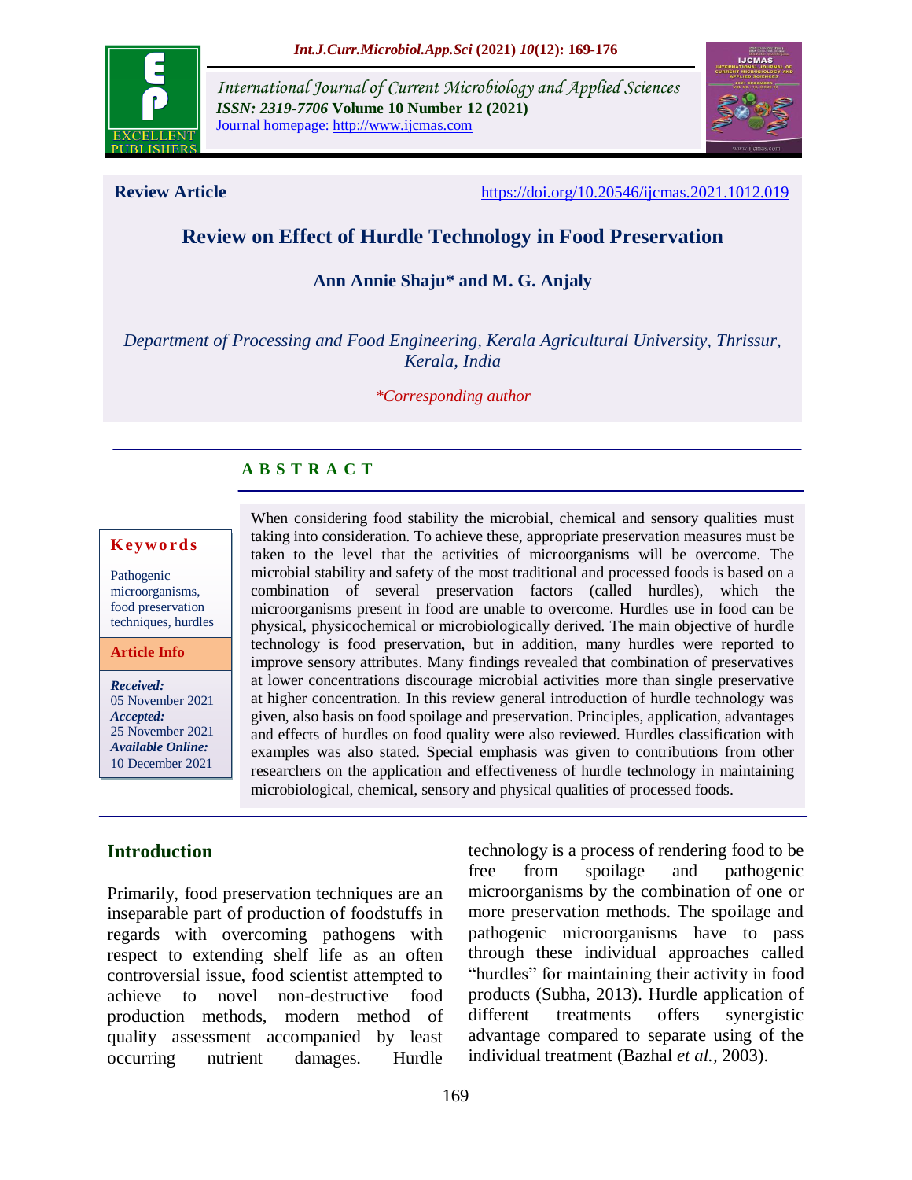International Journal of Current Microbiology and Applied Sciences
*ISSN: 2319-7706* **Volume 10 Number 12 (2021)**
Journal homepage: http://www.ijcmas.com

**Review Article** https://doi.org/10.20546/ijcmas.2021.1012.019

# Review on Effect of Hurdle Technology in Food Preservation

**Ann Annie Shaju* and M. G. Anjaly**

*Department of Processing and Food Engineering, Kerala Agricultural University, Thrissur, Kerala, India*

**Corresponding author*

## ABSTRACT

**Keywords**

Pathogenic microorganisms, food preservation techniques, hurdles

**Article Info**

***Received:*** 05 November 2021
***Accepted:*** 25 November 2021
***Available Online:*** 10 December 2021

When considering food stability the microbial, chemical and sensory qualities must taking into consideration. To achieve these, appropriate preservation measures must be taken to the level that the activities of microorganisms will be overcome. The microbial stability and safety of the most traditional and processed foods is based on a combination of several preservation factors (called hurdles), which the microorganisms present in food are unable to overcome. Hurdles use in food can be physical, physicochemical or microbiologically derived. The main objective of hurdle technology is food preservation, but in addition, many hurdles were reported to improve sensory attributes. Many findings revealed that combination of preservatives at lower concentrations discourage microbial activities more than single preservative at higher concentration. In this review general introduction of hurdle technology was given, also basis on food spoilage and preservation. Principles, application, advantages and effects of hurdles on food quality were also reviewed. Hurdles classification with examples was also stated. Special emphasis was given to contributions from other researchers on the application and effectiveness of hurdle technology in maintaining microbiological, chemical, sensory and physical qualities of processed foods.

## Introduction

Primarily, food preservation techniques are an inseparable part of production of foodstuffs in regards with overcoming pathogens with respect to extending shelf life as an often controversial issue, food scientist attempted to achieve to novel non-destructive food production methods, modern method of quality assessment accompanied by least occurring nutrient damages. Hurdle technology is a process of rendering food to be free from spoilage and pathogenic microorganisms by the combination of one or more preservation methods. The spoilage and pathogenic microorganisms have to pass through these individual approaches called "hurdles" for maintaining their activity in food products (Subha, 2013). Hurdle application of different treatments offers synergistic advantage compared to separate using of the individual treatment (Bazhal *et al.,* 2003).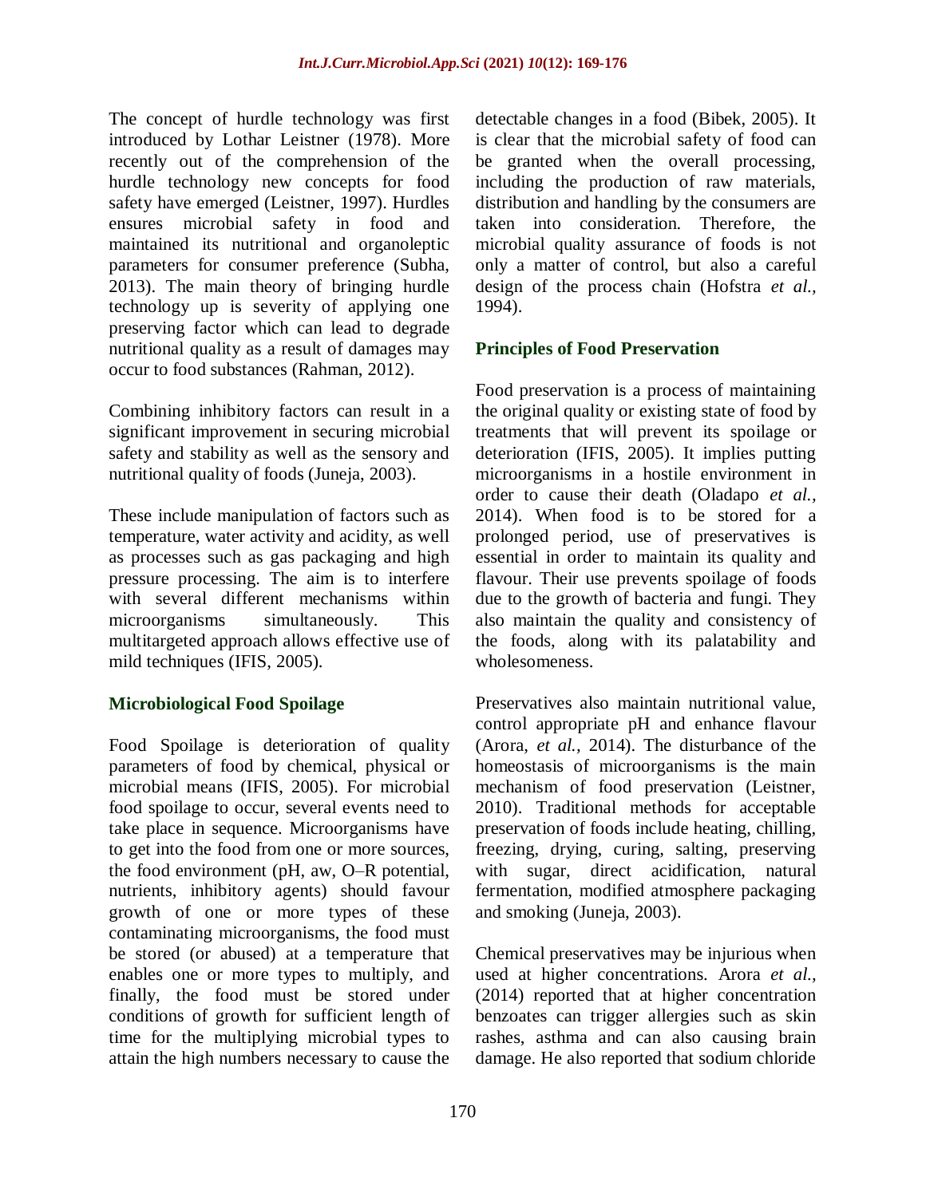The concept of hurdle technology was first introduced by Lothar Leistner (1978). More recently out of the comprehension of the hurdle technology new concepts for food safety have emerged (Leistner, 1997). Hurdles ensures microbial safety in food and maintained its nutritional and organoleptic parameters for consumer preference (Subha, 2013). The main theory of bringing hurdle technology up is severity of applying one preserving factor which can lead to degrade nutritional quality as a result of damages may occur to food substances (Rahman, 2012).

Combining inhibitory factors can result in a significant improvement in securing microbial safety and stability as well as the sensory and nutritional quality of foods (Juneja, 2003).

These include manipulation of factors such as temperature, water activity and acidity, as well as processes such as gas packaging and high pressure processing. The aim is to interfere with several different mechanisms within microorganisms simultaneously. This multitargeted approach allows effective use of mild techniques (IFIS, 2005).

## Microbiological Food Spoilage

Food Spoilage is deterioration of quality parameters of food by chemical, physical or microbial means (IFIS, 2005). For microbial food spoilage to occur, several events need to take place in sequence. Microorganisms have to get into the food from one or more sources, the food environment (pH, aw, O–R potential, nutrients, inhibitory agents) should favour growth of one or more types of these contaminating microorganisms, the food must be stored (or abused) at a temperature that enables one or more types to multiply, and finally, the food must be stored under conditions of growth for sufficient length of time for the multiplying microbial types to attain the high numbers necessary to cause the detectable changes in a food (Bibek, 2005). It is clear that the microbial safety of food can be granted when the overall processing, including the production of raw materials, distribution and handling by the consumers are taken into consideration. Therefore, the microbial quality assurance of foods is not only a matter of control, but also a careful design of the process chain (Hofstra *et al.*, 1994).

## Principles of Food Preservation

Food preservation is a process of maintaining the original quality or existing state of food by treatments that will prevent its spoilage or deterioration (IFIS, 2005). It implies putting microorganisms in a hostile environment in order to cause their death (Oladapo *et al.*, 2014). When food is to be stored for a prolonged period, use of preservatives is essential in order to maintain its quality and flavour. Their use prevents spoilage of foods due to the growth of bacteria and fungi. They also maintain the quality and consistency of the foods, along with its palatability and wholesomeness.

Preservatives also maintain nutritional value, control appropriate pH and enhance flavour (Arora, *et al.*, 2014). The disturbance of the homeostasis of microorganisms is the main mechanism of food preservation (Leistner, 2010). Traditional methods for acceptable preservation of foods include heating, chilling, freezing, drying, curing, salting, preserving with sugar, direct acidification, natural fermentation, modified atmosphere packaging and smoking (Juneja, 2003).

Chemical preservatives may be injurious when used at higher concentrations. Arora *et al.*, (2014) reported that at higher concentration benzoates can trigger allergies such as skin rashes, asthma and can also causing brain damage. He also reported that sodium chloride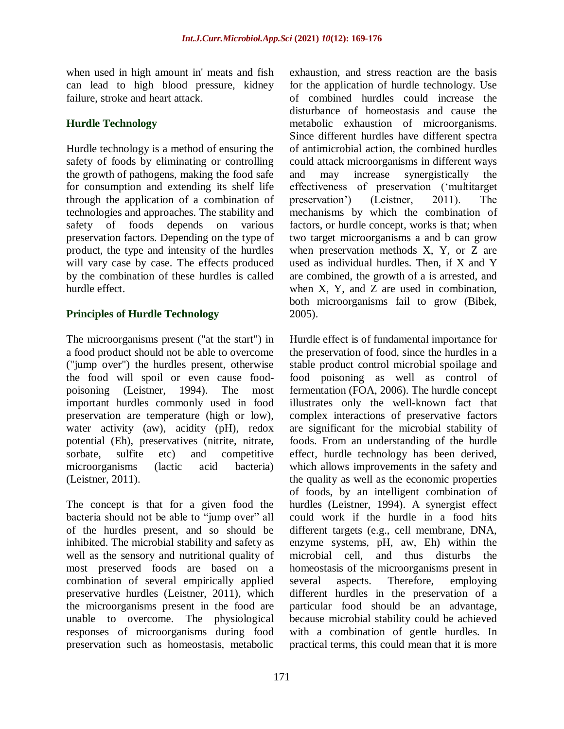when used in high amount in' meats and fish can lead to high blood pressure, kidney failure, stroke and heart attack.

## Hurdle Technology

Hurdle technology is a method of ensuring the safety of foods by eliminating or controlling the growth of pathogens, making the food safe for consumption and extending its shelf life through the application of a combination of technologies and approaches. The stability and safety of foods depends on various preservation factors. Depending on the type of product, the type and intensity of the hurdles will vary case by case. The effects produced by the combination of these hurdles is called hurdle effect.

## Principles of Hurdle Technology

The microorganisms present ("at the start") in a food product should not be able to overcome ("jump over") the hurdles present, otherwise the food will spoil or even cause food-poisoning (Leistner, 1994). The most important hurdles commonly used in food preservation are temperature (high or low), water activity (aw), acidity (pH), redox potential (Eh), preservatives (nitrite, nitrate, sorbate, sulfite etc) and competitive microorganisms (lactic acid bacteria) (Leistner, 2011).

The concept is that for a given food the bacteria should not be able to "jump over" all of the hurdles present, and so should be inhibited. The microbial stability and safety as well as the sensory and nutritional quality of most preserved foods are based on a combination of several empirically applied preservative hurdles (Leistner, 2011), which the microorganisms present in the food are unable to overcome. The physiological responses of microorganisms during food preservation such as homeostasis, metabolic exhaustion, and stress reaction are the basis for the application of hurdle technology. Use of combined hurdles could increase the disturbance of homeostasis and cause the metabolic exhaustion of microorganisms. Since different hurdles have different spectra of antimicrobial action, the combined hurdles could attack microorganisms in different ways and may increase synergistically the effectiveness of preservation ('multitarget preservation') (Leistner, 2011). The mechanisms by which the combination of factors, or hurdle concept, works is that; when two target microorganisms a and b can grow when preservation methods X, Y, or Z are used as individual hurdles. Then, if X and Y are combined, the growth of a is arrested, and when X, Y, and Z are used in combination, both microorganisms fail to grow (Bibek, 2005).

Hurdle effect is of fundamental importance for the preservation of food, since the hurdles in a stable product control microbial spoilage and food poisoning as well as control of fermentation (FOA, 2006). The hurdle concept illustrates only the well-known fact that complex interactions of preservative factors are significant for the microbial stability of foods. From an understanding of the hurdle effect, hurdle technology has been derived, which allows improvements in the safety and the quality as well as the economic properties of foods, by an intelligent combination of hurdles (Leistner, 1994). A synergist effect could work if the hurdle in a food hits different targets (e.g., cell membrane, DNA, enzyme systems, pH, aw, Eh) within the microbial cell, and thus disturbs the homeostasis of the microorganisms present in several aspects. Therefore, employing different hurdles in the preservation of a particular food should be an advantage, because microbial stability could be achieved with a combination of gentle hurdles. In practical terms, this could mean that it is more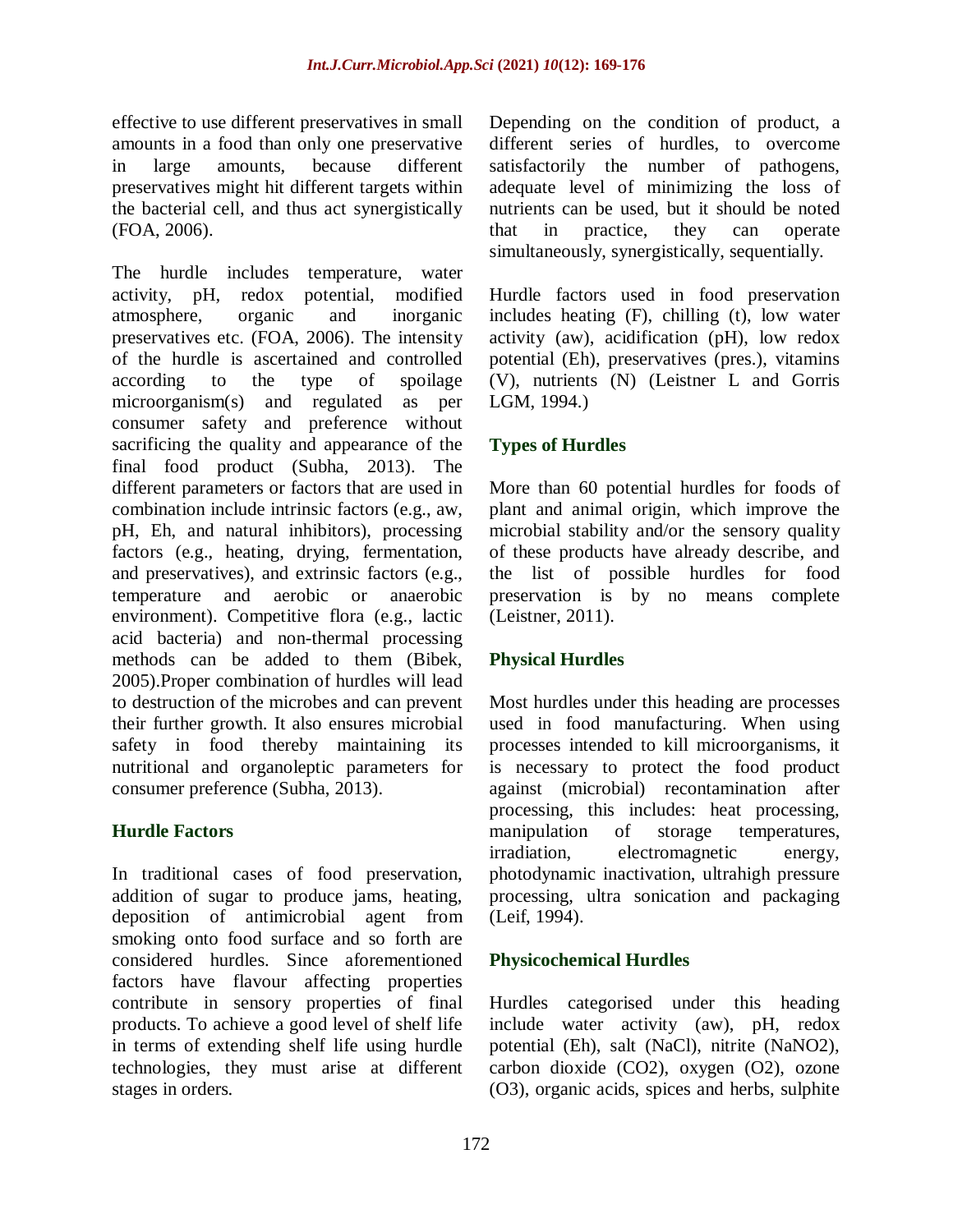effective to use different preservatives in small amounts in a food than only one preservative in large amounts, because different preservatives might hit different targets within the bacterial cell, and thus act synergistically (FOA, 2006).

The hurdle includes temperature, water activity, pH, redox potential, modified atmosphere, organic and inorganic preservatives etc. (FOA, 2006). The intensity of the hurdle is ascertained and controlled according to the type of spoilage microorganism(s) and regulated as per consumer safety and preference without sacrificing the quality and appearance of the final food product (Subha, 2013). The different parameters or factors that are used in combination include intrinsic factors (e.g., aw, pH, Eh, and natural inhibitors), processing factors (e.g., heating, drying, fermentation, and preservatives), and extrinsic factors (e.g., temperature and aerobic or anaerobic environment). Competitive flora (e.g., lactic acid bacteria) and non-thermal processing methods can be added to them (Bibek, 2005).Proper combination of hurdles will lead to destruction of the microbes and can prevent their further growth. It also ensures microbial safety in food thereby maintaining its nutritional and organoleptic parameters for consumer preference (Subha, 2013).

## Hurdle Factors

In traditional cases of food preservation, addition of sugar to produce jams, heating, deposition of antimicrobial agent from smoking onto food surface and so forth are considered hurdles. Since aforementioned factors have flavour affecting properties contribute in sensory properties of final products. To achieve a good level of shelf life in terms of extending shelf life using hurdle technologies, they must arise at different stages in orders.

Depending on the condition of product, a different series of hurdles, to overcome satisfactorily the number of pathogens, adequate level of minimizing the loss of nutrients can be used, but it should be noted that in practice, they can operate simultaneously, synergistically, sequentially.

Hurdle factors used in food preservation includes heating (F), chilling (t), low water activity (aw), acidification (pH), low redox potential (Eh), preservatives (pres.), vitamins (V), nutrients (N) (Leistner L and Gorris LGM, 1994.)

## Types of Hurdles

More than 60 potential hurdles for foods of plant and animal origin, which improve the microbial stability and/or the sensory quality of these products have already describe, and the list of possible hurdles for food preservation is by no means complete (Leistner, 2011).

## Physical Hurdles

Most hurdles under this heading are processes used in food manufacturing. When using processes intended to kill microorganisms, it is necessary to protect the food product against (microbial) recontamination after processing, this includes: heat processing, manipulation of storage temperatures, irradiation, electromagnetic energy, photodynamic inactivation, ultrahigh pressure processing, ultra sonication and packaging (Leif, 1994).

## Physicochemical Hurdles

Hurdles categorised under this heading include water activity (aw), pH, redox potential (Eh), salt (NaCl), nitrite ($NaNO_2$), carbon dioxide ($CO_2$), oxygen ($O_2$), ozone ($O_3$), organic acids, spices and herbs, sulphite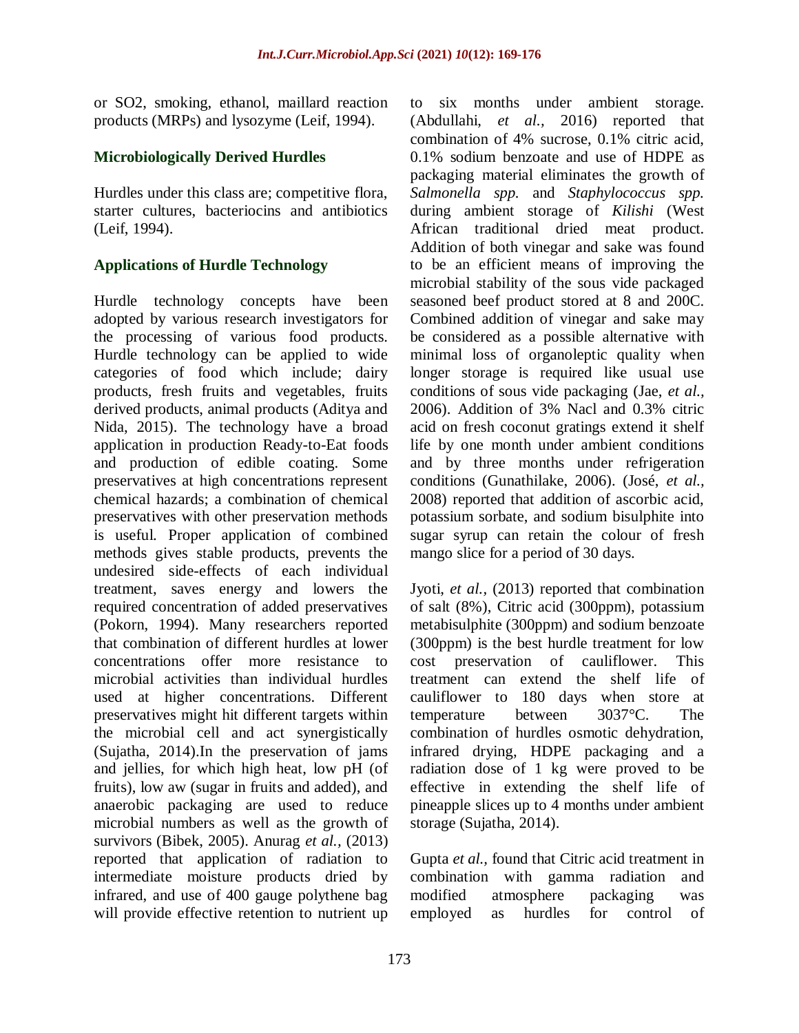or SO2, smoking, ethanol, maillard reaction products (MRPs) and lysozyme (Leif, 1994).

## Microbiologically Derived Hurdles

Hurdles under this class are; competitive flora, starter cultures, bacteriocins and antibiotics (Leif, 1994).

## Applications of Hurdle Technology

Hurdle technology concepts have been adopted by various research investigators for the processing of various food products. Hurdle technology can be applied to wide categories of food which include; dairy products, fresh fruits and vegetables, fruits derived products, animal products (Aditya and Nida, 2015). The technology have a broad application in production Ready-to-Eat foods and production of edible coating. Some preservatives at high concentrations represent chemical hazards; a combination of chemical preservatives with other preservation methods is useful. Proper application of combined methods gives stable products, prevents the undesired side-effects of each individual treatment, saves energy and lowers the required concentration of added preservatives (Pokorn, 1994). Many researchers reported that combination of different hurdles at lower concentrations offer more resistance to microbial activities than individual hurdles used at higher concentrations. Different preservatives might hit different targets within the microbial cell and act synergistically (Sujatha, 2014).In the preservation of jams and jellies, for which high heat, low pH (of fruits), low aw (sugar in fruits and added), and anaerobic packaging are used to reduce microbial numbers as well as the growth of survivors (Bibek, 2005). Anurag *et al.,* (2013) reported that application of radiation to intermediate moisture products dried by infrared, and use of 400 gauge polythene bag will provide effective retention to nutrient up to six months under ambient storage. (Abdullahi, *et al.,* 2016) reported that combination of 4% sucrose, 0.1% citric acid, 0.1% sodium benzoate and use of HDPE as packaging material eliminates the growth of *Salmonella spp.* and *Staphylococcus spp.* during ambient storage of *Kilishi* (West African traditional dried meat product. Addition of both vinegar and sake was found to be an efficient means of improving the microbial stability of the sous vide packaged seasoned beef product stored at 8 and 200C. Combined addition of vinegar and sake may be considered as a possible alternative with minimal loss of organoleptic quality when longer storage is required like usual use conditions of sous vide packaging (Jae, *et al.,* 2006). Addition of 3% Nacl and 0.3% citric acid on fresh coconut gratings extend it shelf life by one month under ambient conditions and by three months under refrigeration conditions (Gunathilake, 2006). (José, *et al.,* 2008) reported that addition of ascorbic acid, potassium sorbate, and sodium bisulphite into sugar syrup can retain the colour of fresh mango slice for a period of 30 days.

Jyoti, *et al.,* (2013) reported that combination of salt (8%), Citric acid (300ppm), potassium metabisulphite (300ppm) and sodium benzoate (300ppm) is the best hurdle treatment for low cost preservation of cauliflower. This treatment can extend the shelf life of cauliflower to 180 days when store at temperature between 3037°C. The combination of hurdles osmotic dehydration, infrared drying, HDPE packaging and a radiation dose of 1 kg were proved to be effective in extending the shelf life of pineapple slices up to 4 months under ambient storage (Sujatha, 2014).

Gupta *et al.,* found that Citric acid treatment in combination with gamma radiation and modified atmosphere packaging was employed as hurdles for control of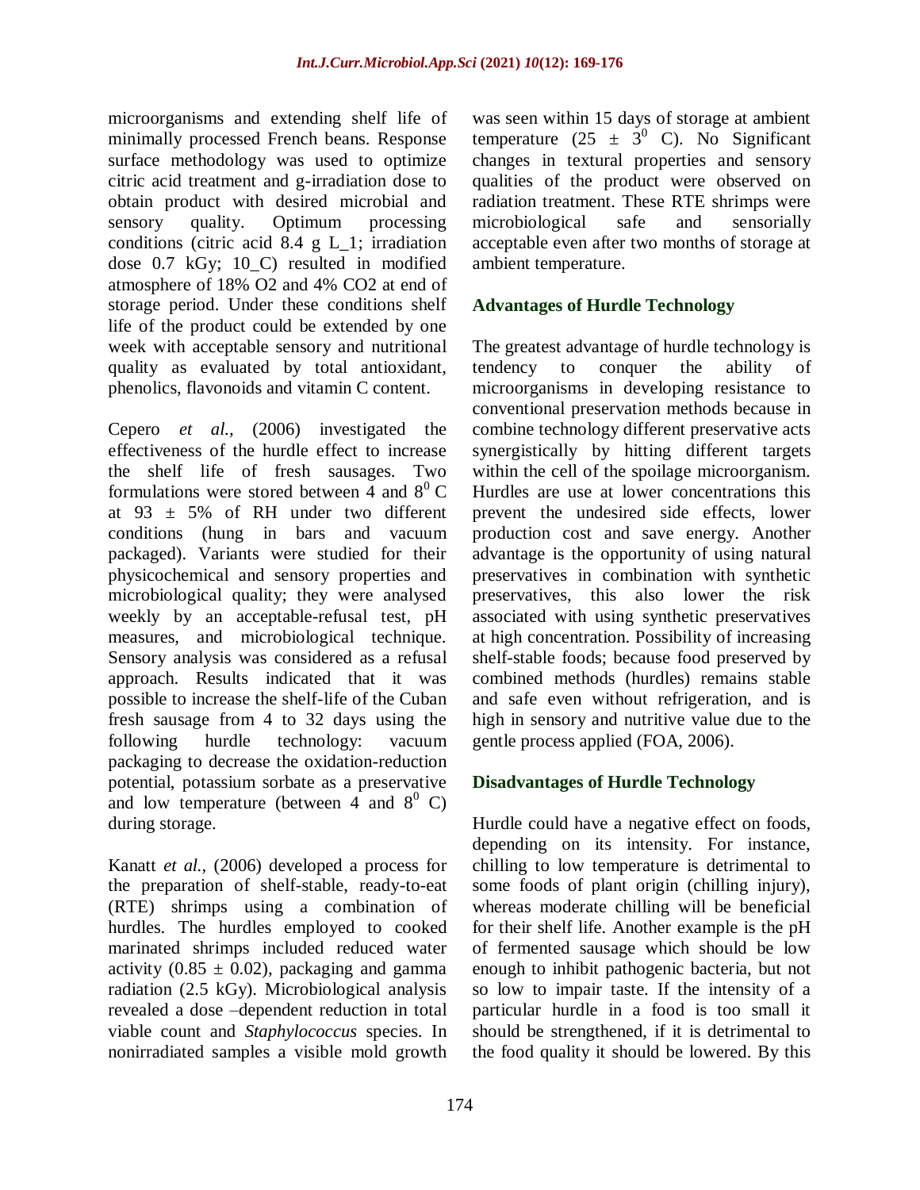microorganisms and extending shelf life of minimally processed French beans. Response surface methodology was used to optimize citric acid treatment and g-irradiation dose to obtain product with desired microbial and sensory quality. Optimum processing conditions (citric acid 8.4 g L_1; irradiation dose 0.7 kGy; 10_C) resulted in modified atmosphere of 18% $O_2$ and 4% $CO_2$ at end of storage period. Under these conditions shelf life of the product could be extended by one week with acceptable sensory and nutritional quality as evaluated by total antioxidant, phenolics, flavonoids and vitamin C content.

Cepero *et al.*, (2006) investigated the effectiveness of the hurdle effect to increase the shelf life of fresh sausages. Two formulations were stored between 4 and $8^0$ C at 93 ± 5% of RH under two different conditions (hung in bars and vacuum packaged). Variants were studied for their physicochemical and sensory properties and microbiological quality; they were analysed weekly by an acceptable-refusal test, pH measures, and microbiological technique. Sensory analysis was considered as a refusal approach. Results indicated that it was possible to increase the shelf-life of the Cuban fresh sausage from 4 to 32 days using the following hurdle technology: vacuum packaging to decrease the oxidation-reduction potential, potassium sorbate as a preservative and low temperature (between 4 and $8^0$ C) during storage.

Kanatt *et al.*, (2006) developed a process for the preparation of shelf-stable, ready-to-eat (RTE) shrimps using a combination of hurdles. The hurdles employed to cooked marinated shrimps included reduced water activity (0.85 ± 0.02), packaging and gamma radiation (2.5 kGy). Microbiological analysis revealed a dose –dependent reduction in total viable count and *Staphylococcus* species. In nonirradiated samples a visible mold growth was seen within 15 days of storage at ambient temperature (25 ± $3^0$ C). No Significant changes in textural properties and sensory qualities of the product were observed on radiation treatment. These RTE shrimps were microbiological safe and sensorially acceptable even after two months of storage at ambient temperature.

## Advantages of Hurdle Technology

The greatest advantage of hurdle technology is tendency to conquer the ability of microorganisms in developing resistance to conventional preservation methods because in combine technology different preservative acts synergistically by hitting different targets within the cell of the spoilage microorganism. Hurdles are use at lower concentrations this prevent the undesired side effects, lower production cost and save energy. Another advantage is the opportunity of using natural preservatives in combination with synthetic preservatives, this also lower the risk associated with using synthetic preservatives at high concentration. Possibility of increasing shelf-stable foods; because food preserved by combined methods (hurdles) remains stable and safe even without refrigeration, and is high in sensory and nutritive value due to the gentle process applied (FOA, 2006).

## Disadvantages of Hurdle Technology

Hurdle could have a negative effect on foods, depending on its intensity. For instance, chilling to low temperature is detrimental to some foods of plant origin (chilling injury), whereas moderate chilling will be beneficial for their shelf life. Another example is the pH of fermented sausage which should be low enough to inhibit pathogenic bacteria, but not so low to impair taste. If the intensity of a particular hurdle in a food is too small it should be strengthened, if it is detrimental to the food quality it should be lowered. By this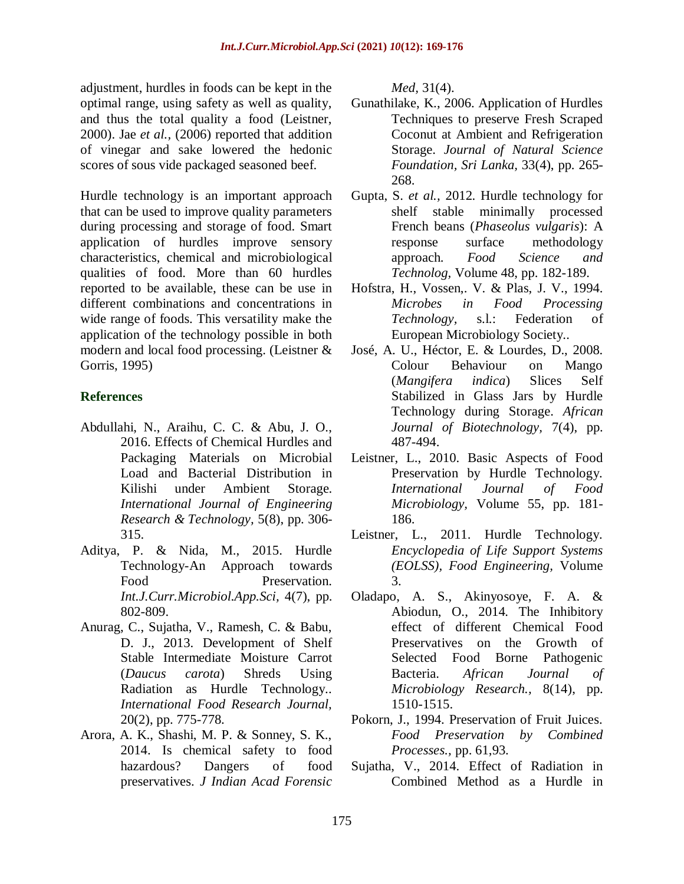adjustment, hurdles in foods can be kept in the optimal range, using safety as well as quality, and thus the total quality a food (Leistner, 2000). Jae *et al.,* (2006) reported that addition of vinegar and sake lowered the hedonic scores of sous vide packaged seasoned beef.

Hurdle technology is an important approach that can be used to improve quality parameters during processing and storage of food. Smart application of hurdles improve sensory characteristics, chemical and microbiological qualities of food. More than 60 hurdles reported to be available, these can be use in different combinations and concentrations in wide range of foods. This versatility make the application of the technology possible in both modern and local food processing. (Leistner & Gorris, 1995)

## References

Abdullahi, N., Araihu, C. C. & Abu, J. O., 2016. Effects of Chemical Hurdles and Packaging Materials on Microbial Load and Bacterial Distribution in Kilishi under Ambient Storage. *International Journal of Engineering Research & Technology,* 5(8), pp. 306-315.

Aditya, P. & Nida, M., 2015. Hurdle Technology-An Approach towards Food Preservation. *Int.J.Curr.Microbiol.App.Sci,* 4(7), pp. 802-809.

Anurag, C., Sujatha, V., Ramesh, C. & Babu, D. J., 2013. Development of Shelf Stable Intermediate Moisture Carrot (*Daucus carota*) Shreds Using Radiation as Hurdle Technology.. *International Food Research Journal,* 20(2), pp. 775-778.

Arora, A. K., Shashi, M. P. & Sonney, S. K., 2014. Is chemical safety to food hazardous? Dangers of food preservatives. *J Indian Acad Forensic Med,* 31(4).

Gunathilake, K., 2006. Application of Hurdles Techniques to preserve Fresh Scraped Coconut at Ambient and Refrigeration Storage. *Journal of Natural Science Foundation, Sri Lanka,* 33(4), pp. 265-268.

Gupta, S. *et al.,* 2012. Hurdle technology for shelf stable minimally processed French beans (*Phaseolus vulgaris*): A response surface methodology approach. *Food Science and Technolog,* Volume 48, pp. 182-189.

Hofstra, H., Vossen,. V. & Plas, J. V., 1994. *Microbes in Food Processing Technology,* s.l.: Federation of European Microbiology Society..

José, A. U., Héctor, E. & Lourdes, D., 2008. Colour Behaviour on Mango (*Mangifera indica*) Slices Self Stabilized in Glass Jars by Hurdle Technology during Storage. *African Journal of Biotechnology,* 7(4), pp. 487-494.

Leistner, L., 2010. Basic Aspects of Food Preservation by Hurdle Technology. *International Journal of Food Microbiology,* Volume 55, pp. 181-186.

Leistner, L., 2011. Hurdle Technology. *Encyclopedia of Life Support Systems (EOLSS), Food Engineering,* Volume 3.

Oladapo, A. S., Akinyosoye, F. A. & Abiodun, O., 2014. The Inhibitory effect of different Chemical Food Preservatives on the Growth of Selected Food Borne Pathogenic Bacteria. *African Journal of Microbiology Research.,* 8(14), pp. 1510-1515.

Pokorn, J., 1994. Preservation of Fruit Juices. *Food Preservation by Combined Processes.,* pp. 61,93.

Sujatha, V., 2014. Effect of Radiation in Combined Method as a Hurdle in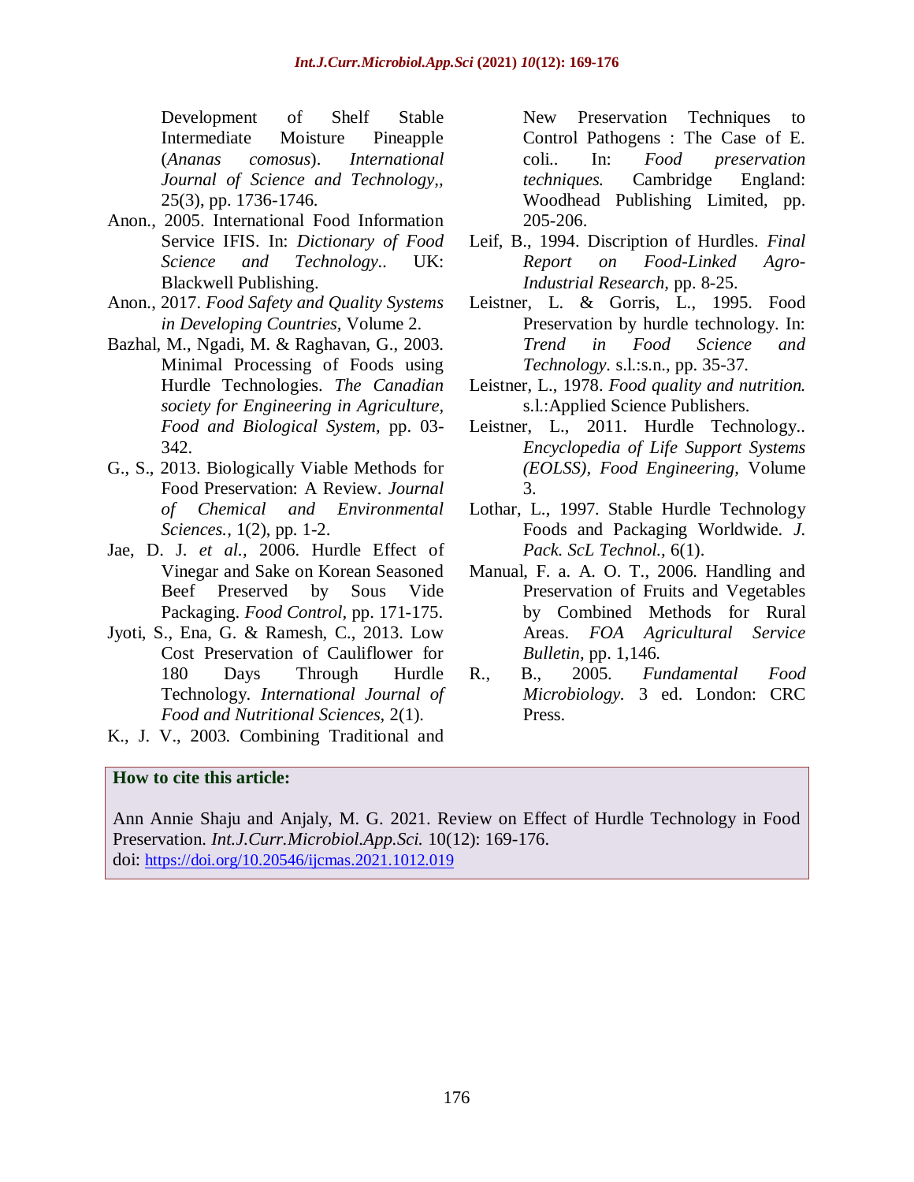Development of Shelf Stable Intermediate Moisture Pineapple (*Ananas comosus*). *International Journal of Science and Technology,*, 25(3), pp. 1736-1746.

Anon., 2005. International Food Information Service IFIS. In: *Dictionary of Food Science and Technology.*. UK: Blackwell Publishing.

Anon., 2017. *Food Safety and Quality Systems in Developing Countries,* Volume 2.

Bazhal, M., Ngadi, M. & Raghavan, G., 2003. Minimal Processing of Foods using Hurdle Technologies. *The Canadian society for Engineering in Agriculture, Food and Biological System,* pp. 03-342.

G., S., 2013. Biologically Viable Methods for Food Preservation: A Review. *Journal of Chemical and Environmental Sciences.,* 1(2), pp. 1-2.

Jae, D. J. *et al.,* 2006. Hurdle Effect of Vinegar and Sake on Korean Seasoned Beef Preserved by Sous Vide Packaging. *Food Control,* pp. 171-175.

Jyoti, S., Ena, G. & Ramesh, C., 2013. Low Cost Preservation of Cauliflower for 180 Days Through Hurdle Technology. *International Journal of Food and Nutritional Sciences,* 2(1).

K., J. V., 2003. Combining Traditional and New Preservation Techniques to Control Pathogens : The Case of E. coli.. In: *Food preservation techniques.* Cambridge England: Woodhead Publishing Limited, pp. 205-206.

Leif, B., 1994. Discription of Hurdles. *Final Report on Food-Linked Agro-Industrial Research,* pp. 8-25.

Leistner, L. & Gorris, L., 1995. Food Preservation by hurdle technology. In: *Trend in Food Science and Technology.* s.l.:s.n., pp. 35-37.

Leistner, L., 1978. *Food quality and nutrition.* s.l.:Applied Science Publishers.

Leistner, L., 2011. Hurdle Technology.. *Encyclopedia of Life Support Systems (EOLSS), Food Engineering,* Volume 3.

Lothar, L., 1997. Stable Hurdle Technology Foods and Packaging Worldwide. *J. Pack. ScL Technol.,* 6(1).

Manual, F. a. A. O. T., 2006. Handling and Preservation of Fruits and Vegetables by Combined Methods for Rural Areas. *FOA Agricultural Service Bulletin,* pp. 1,146.

R., B., 2005. *Fundamental Food Microbiology.* 3 ed. London: CRC Press.

**How to cite this article:**

Ann Annie Shaju and Anjaly, M. G. 2021. Review on Effect of Hurdle Technology in Food Preservation. *Int.J.Curr.Microbiol.App.Sci.* 10(12): 169-176.
doi: https://doi.org/10.20546/ijcmas.2021.1012.019